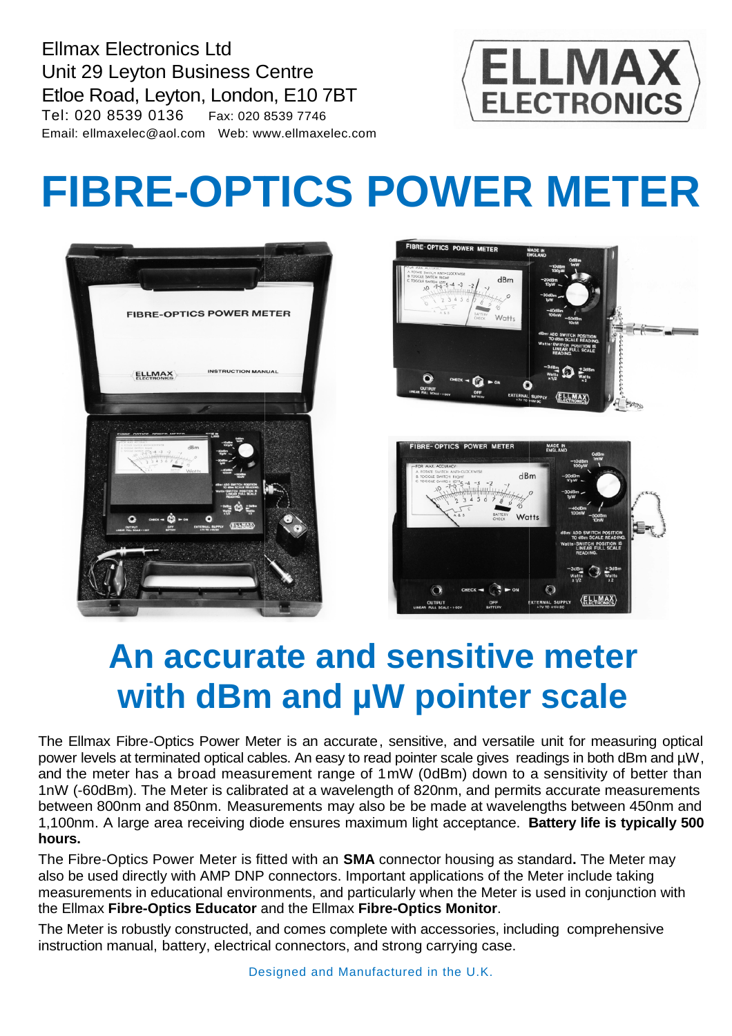Ellmax Electronics Ltd
Unit 29 Leyton Business Centre
Etloe Road, Leyton, London, E10 7BT
Tel: 020 8539 0136 Fax: 020 8539 7746
Email: ellmaxelec@aol.com Web: www.ellmaxelec.com

# FIBRE-OPTICS POWER METER

## An accurate and sensitive meter with dBm and µW pointer scale

The Ellmax Fibre-Optics Power Meter is an accurate, sensitive, and versatile unit for measuring optical power levels at terminated optical cables. An easy to read pointer scale gives readings in both dBm and µW, and the meter has a broad measurement range of 1mW (0dBm) down to a sensitivity of better than 1nW (-60dBm). The Meter is calibrated at a wavelength of 820nm, and permits accurate measurements between 800nm and 850nm. Measurements may also be be made at wavelengths between 450nm and 1,100nm. A large area receiving diode ensures maximum light acceptance. **Battery life is typically 500 hours.**

The Fibre-Optics Power Meter is fitted with an **SMA** connector housing as standard**.** The Meter may also be used directly with AMP DNP connectors. Important applications of the Meter include taking measurements in educational environments, and particularly when the Meter is used in conjunction with the Ellmax **Fibre-Optics Educator** and the Ellmax **Fibre-Optics Monitor**.

The Meter is robustly constructed, and comes complete with accessories, including comprehensive instruction manual, battery, electrical connectors, and strong carrying case.

Designed and Manufactured in the U.K.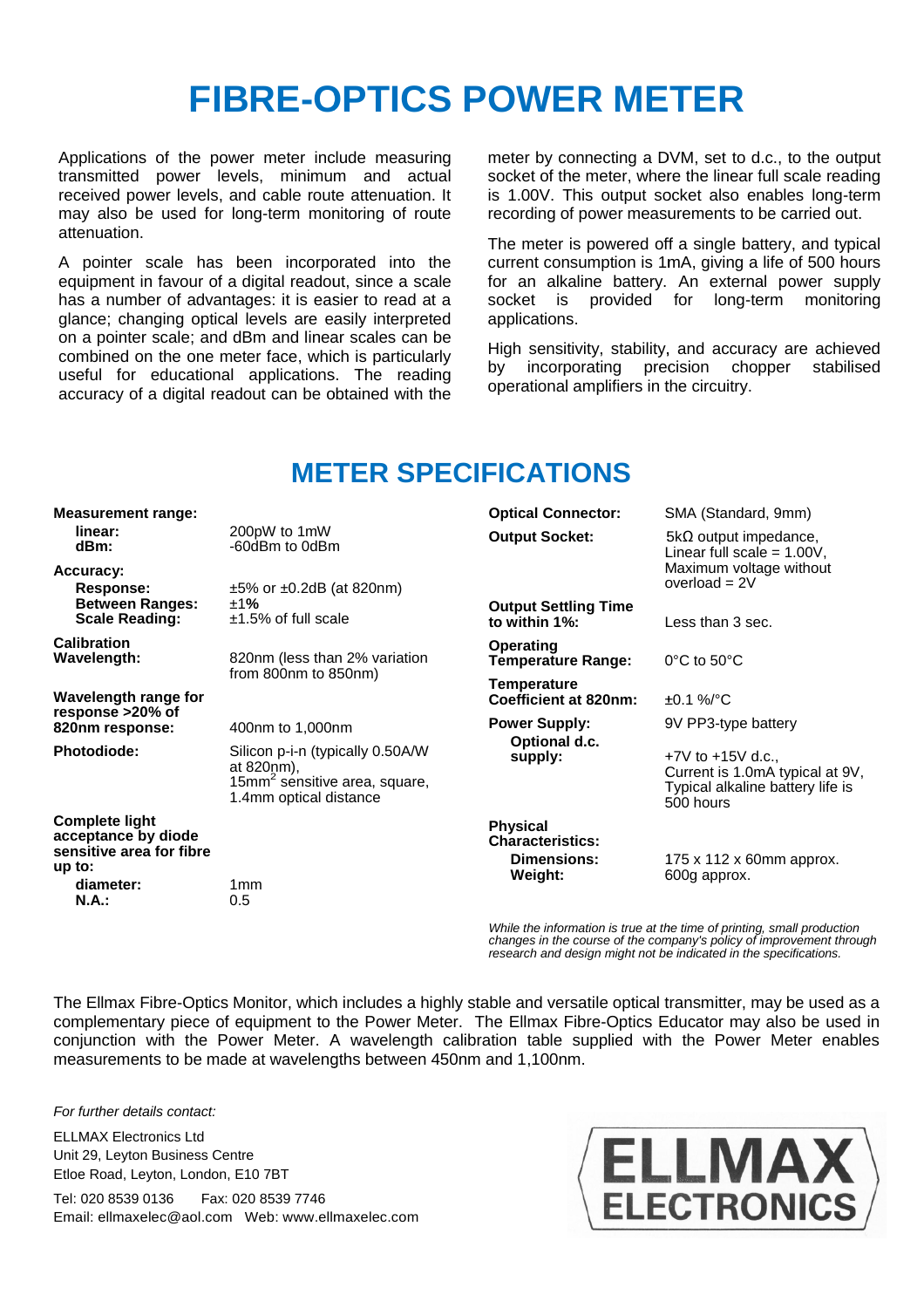# FIBRE-OPTICS POWER METER

Applications of the power meter include measuring transmitted power levels, minimum and actual received power levels, and cable route attenuation. It may also be used for long-term monitoring of route attenuation.

A pointer scale has been incorporated into the equipment in favour of a digital readout, since a scale has a number of advantages: it is easier to read at a glance; changing optical levels are easily interpreted on a pointer scale; and dBm and linear scales can be combined on the one meter face, which is particularly useful for educational applications. The reading accuracy of a digital readout can be obtained with the meter by connecting a DVM, set to d.c., to the output socket of the meter, where the linear full scale reading is 1.00V. This output socket also enables long-term recording of power measurements to be carried out.

The meter is powered off a single battery, and typical current consumption is 1mA, giving a life of 500 hours for an alkaline battery. An external power supply socket is provided for long-term monitoring applications.

High sensitivity, stability, and accuracy are achieved by incorporating precision chopper stabilised operational amplifiers in the circuitry.

## METER SPECIFICATIONS

| | |
|---|---|
| **Measurement range:** | |
| **linear:** | 200pW to 1mW |
| **dBm:** | -60dBm to 0dBm |
| **Accuracy:** | |
| **Response:** | ±5% or ±0.2dB (at 820nm) |
| **Between Ranges:** | ±1**%** |
| **Scale Reading:** | ±1.5% of full scale |
| **Calibration Wavelength:** | 820nm (less than 2% variation from 800nm to 850nm) |
| **Wavelength range for response >20% of 820nm response:** | 400nm to 1,000nm |
| **Photodiode:** | Silicon p-i-n (typically 0.50A/W at 820nm), 15mm$^2$ sensitive area, square, 1.4mm optical distance |
| **Complete light acceptance by diode sensitive area for fibre up to:** | |
| **diameter:** | 1mm |
| **N.A.:** | 0.5 |
| **Optical Connector:** | SMA (Standard, 9mm) |
| **Output Socket:** | 5kΩ output impedance, Linear full scale = 1.00V, Maximum voltage without overload = 2V |
| **Output Settling Time to within 1%:** | Less than 3 sec. |
| **Operating Temperature Range:** | 0°C to 50°C |
| **Temperature Coefficient at 820nm:** | ±0.1 %/°C |
| **Power Supply:** | 9V PP3-type battery |
| **Optional d.c. supply:** | +7V to +15V d.c., Current is 1.0mA typical at 9V, Typical alkaline battery life is 500 hours |
| **Physical Characteristics:** | |
| **Dimensions:** | 175 x 112 x 60mm approx. |
| **Weight:** | 600g approx. |

*While the information is true at the time of printing, small production changes in the course of the company's policy of improvement through research and design might not be indicated in the specifications.*

The Ellmax Fibre-Optics Monitor, which includes a highly stable and versatile optical transmitter, may be used as a complementary piece of equipment to the Power Meter. The Ellmax Fibre-Optics Educator may also be used in conjunction with the Power Meter. A wavelength calibration table supplied with the Power Meter enables measurements to be made at wavelengths between 450nm and 1,100nm.

*For further details contact:*

ELLMAX Electronics Ltd
Unit 29, Leyton Business Centre
Etloe Road, Leyton, London, E10 7BT

Tel: 020 8539 0136 Fax: 020 8539 7746
Email: ellmaxelec@aol.com Web: www.ellmaxelec.com

ELLMAX ELECTRONICS